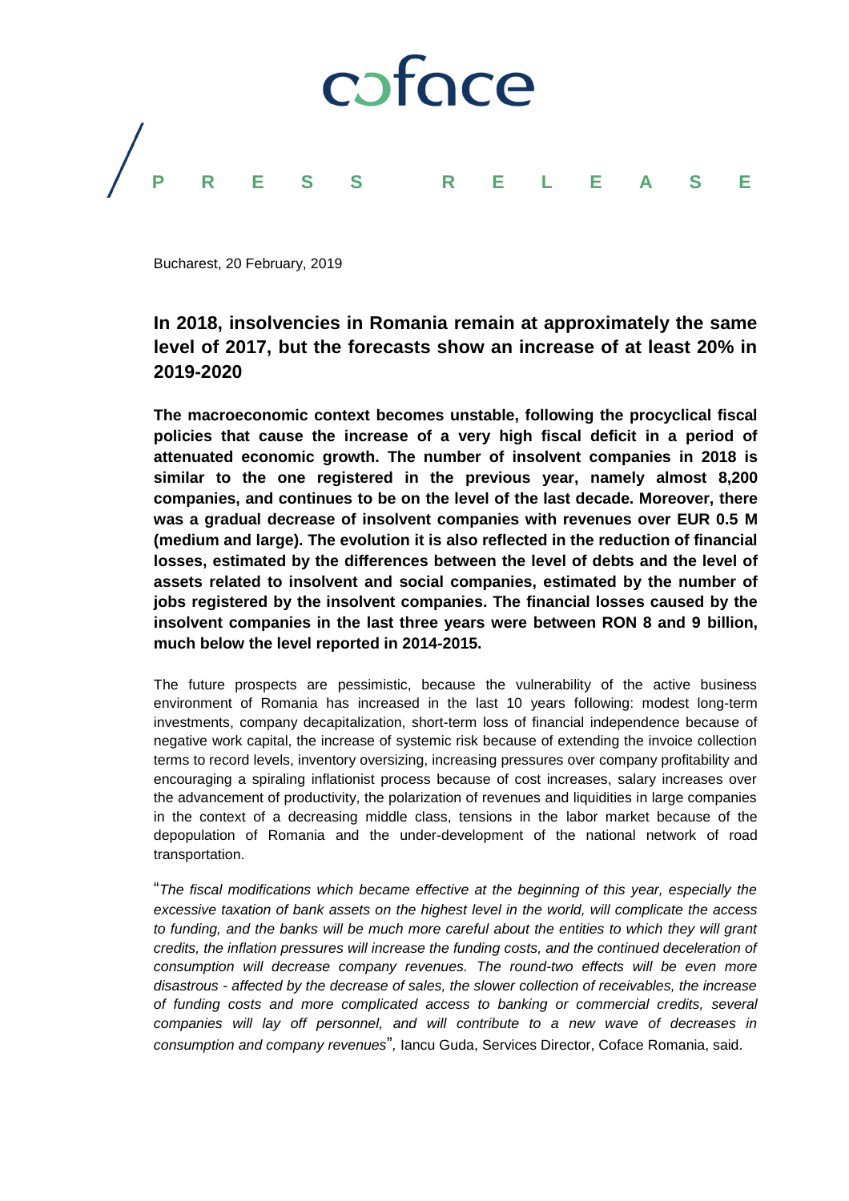coface

PRESS RELEASE

Bucharest, 20 February, 2019

# In 2018, insolvencies in Romania remain at approximately the same level of 2017, but the forecasts show an increase of at least 20% in 2019-2020

**The macroeconomic context becomes unstable, following the procyclical fiscal policies that cause the increase of a very high fiscal deficit in a period of attenuated economic growth. The number of insolvent companies in 2018 is similar to the one registered in the previous year, namely almost 8,200 companies, and continues to be on the level of the last decade. Moreover, there was a gradual decrease of insolvent companies with revenues over EUR 0.5 M (medium and large). The evolution it is also reflected in the reduction of financial losses, estimated by the differences between the level of debts and the level of assets related to insolvent and social companies, estimated by the number of jobs registered by the insolvent companies. The financial losses caused by the insolvent companies in the last three years were between RON 8 and 9 billion, much below the level reported in 2014-2015.**

The future prospects are pessimistic, because the vulnerability of the active business environment of Romania has increased in the last 10 years following: modest long-term investments, company decapitalization, short-term loss of financial independence because of negative work capital, the increase of systemic risk because of extending the invoice collection terms to record levels, inventory oversizing, increasing pressures over company profitability and encouraging a spiraling inflationist process because of cost increases, salary increases over the advancement of productivity, the polarization of revenues and liquidities in large companies in the context of a decreasing middle class, tensions in the labor market because of the depopulation of Romania and the under-development of the national network of road transportation.

"*The fiscal modifications which became effective at the beginning of this year, especially the excessive taxation of bank assets on the highest level in the world, will complicate the access to funding, and the banks will be much more careful about the entities to which they will grant credits, the inflation pressures will increase the funding costs, and the continued deceleration of consumption will decrease company revenues. The round-two effects will be even more disastrous - affected by the decrease of sales, the slower collection of receivables, the increase of funding costs and more complicated access to banking or commercial credits, several companies will lay off personnel, and will contribute to a new wave of decreases in consumption and company revenues*", Iancu Guda, Services Director, Coface Romania, said.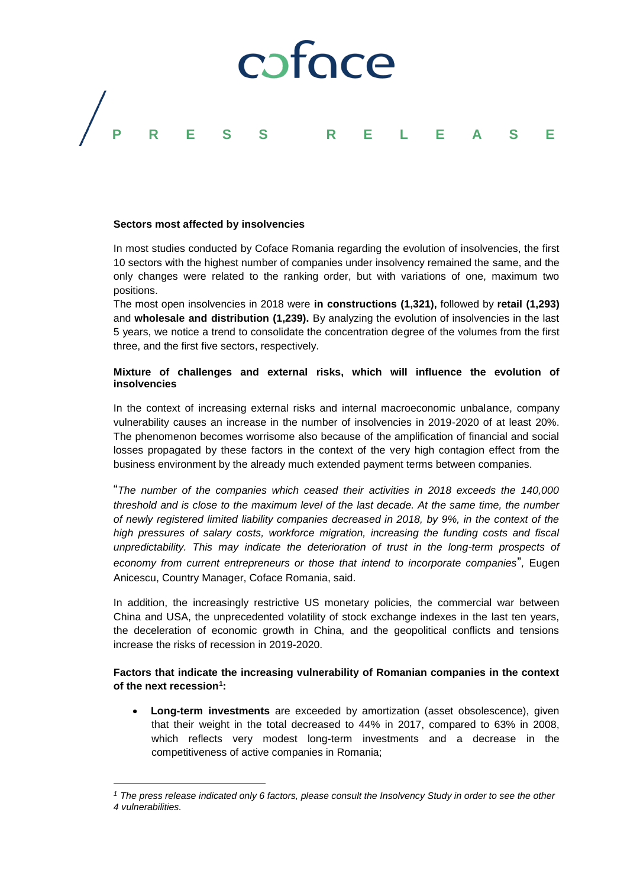**Sectors most affected by insolvencies**

In most studies conducted by Coface Romania regarding the evolution of insolvencies, the first 10 sectors with the highest number of companies under insolvency remained the same, and the only changes were related to the ranking order, but with variations of one, maximum two positions.

The most open insolvencies in 2018 were **in constructions (1,321),** followed by **retail (1,293)** and **wholesale and distribution (1,239).** By analyzing the evolution of insolvencies in the last 5 years, we notice a trend to consolidate the concentration degree of the volumes from the first three, and the first five sectors, respectively.

**Mixture of challenges and external risks, which will influence the evolution of insolvencies**

In the context of increasing external risks and internal macroeconomic unbalance, company vulnerability causes an increase in the number of insolvencies in 2019-2020 of at least 20%. The phenomenon becomes worrisome also because of the amplification of financial and social losses propagated by these factors in the context of the very high contagion effect from the business environment by the already much extended payment terms between companies.

"*The number of the companies which ceased their activities in 2018 exceeds the 140,000 threshold and is close to the maximum level of the last decade. At the same time, the number of newly registered limited liability companies decreased in 2018, by 9%, in the context of the high pressures of salary costs, workforce migration, increasing the funding costs and fiscal unpredictability. This may indicate the deterioration of trust in the long-term prospects of economy from current entrepreneurs or those that intend to incorporate companies*"*,* Eugen Anicescu, Country Manager, Coface Romania, said.

In addition, the increasingly restrictive US monetary policies, the commercial war between China and USA, the unprecedented volatility of stock exchange indexes in the last ten years, the deceleration of economic growth in China, and the geopolitical conflicts and tensions increase the risks of recession in 2019-2020.

**Factors that indicate the increasing vulnerability of Romanian companies in the context of the next recession[1]:**

- **Long-term investments** are exceeded by amortization (asset obsolescence), given that their weight in the total decreased to 44% in 2017, compared to 63% in 2008, which reflects very modest long-term investments and a decrease in the competitiveness of active companies in Romania;

---

*[1] The press release indicated only 6 factors, please consult the Insolvency Study in order to see the other 4 vulnerabilities.*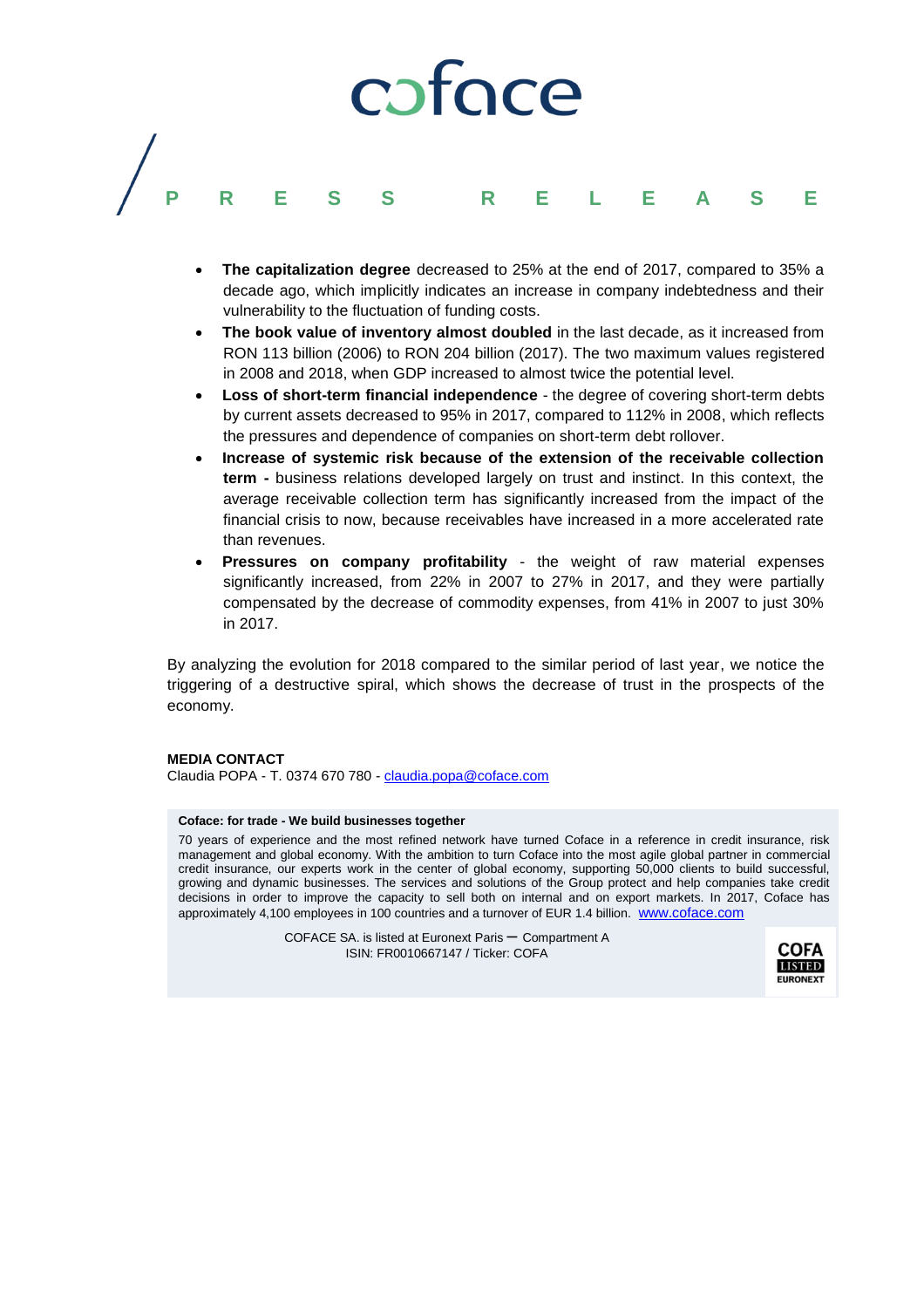- **The capitalization degree** decreased to 25% at the end of 2017, compared to 35% a decade ago, which implicitly indicates an increase in company indebtedness and their vulnerability to the fluctuation of funding costs.
- **The book value of inventory almost doubled** in the last decade, as it increased from RON 113 billion (2006) to RON 204 billion (2017). The two maximum values registered in 2008 and 2018, when GDP increased to almost twice the potential level.
- **Loss of short-term financial independence** - the degree of covering short-term debts by current assets decreased to 95% in 2017, compared to 112% in 2008, which reflects the pressures and dependence of companies on short-term debt rollover.
- **Increase of systemic risk because of the extension of the receivable collection term -** business relations developed largely on trust and instinct. In this context, the average receivable collection term has significantly increased from the impact of the financial crisis to now, because receivables have increased in a more accelerated rate than revenues.
- **Pressures on company profitability** - the weight of raw material expenses significantly increased, from 22% in 2007 to 27% in 2017, and they were partially compensated by the decrease of commodity expenses, from 41% in 2007 to just 30% in 2017.

By analyzing the evolution for 2018 compared to the similar period of last year, we notice the triggering of a destructive spiral, which shows the decrease of trust in the prospects of the economy.

**MEDIA CONTACT**
Claudia POPA - T. 0374 670 780 - claudia.popa@coface.com

**Coface: for trade - We build businesses together**

70 years of experience and the most refined network have turned Coface in a reference in credit insurance, risk management and global economy. With the ambition to turn Coface into the most agile global partner in commercial credit insurance, our experts work in the center of global economy, supporting 50,000 clients to build successful, growing and dynamic businesses. The services and solutions of the Group protect and help companies take credit decisions in order to improve the capacity to sell both on internal and on export markets. In 2017, Coface has approximately 4,100 employees in 100 countries and a turnover of EUR 1.4 billion. www.coface.com

COFACE SA. is listed at Euronext Paris – Compartment A
ISIN: FR0010667147 / Ticker: COFA